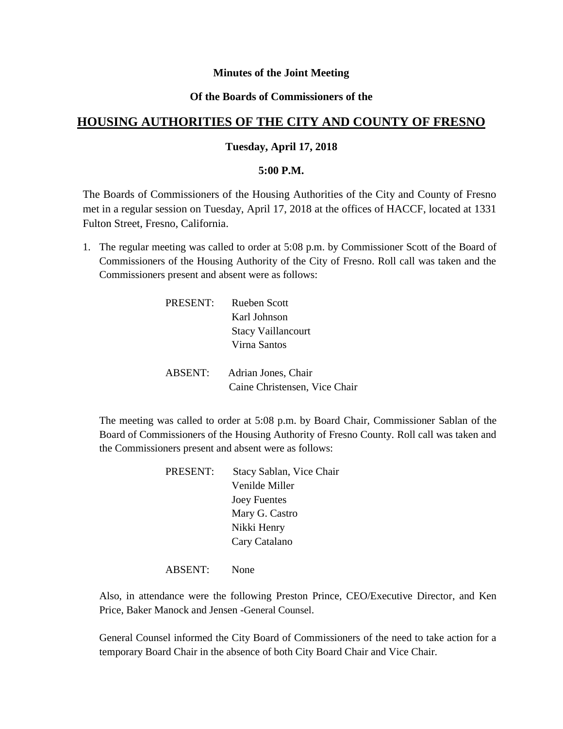**Minutes of the Joint Meeting**

**Of the Boards of Commissioners of the**

# HOUSING AUTHORITIES OF THE CITY AND COUNTY OF FRESNO

**Tuesday, April 17, 2018**

**5:00 P.M.**

The Boards of Commissioners of the Housing Authorities of the City and County of Fresno met in a regular session on Tuesday, April 17, 2018 at the offices of HACCF, located at 1331 Fulton Street, Fresno, California.

1. The regular meeting was called to order at 5:08 p.m. by Commissioner Scott of the Board of Commissioners of the Housing Authority of the City of Fresno. Roll call was taken and the Commissioners present and absent were as follows:

   PRESENT: Rueben Scott
   Karl Johnson
   Stacy Vaillancourt
   Virna Santos

   ABSENT: Adrian Jones, Chair
   Caine Christensen, Vice Chair

   The meeting was called to order at 5:08 p.m. by Board Chair, Commissioner Sablan of the Board of Commissioners of the Housing Authority of Fresno County. Roll call was taken and the Commissioners present and absent were as follows:

   PRESENT: Stacy Sablan, Vice Chair
   Venilde Miller
   Joey Fuentes
   Mary G. Castro
   Nikki Henry
   Cary Catalano

   ABSENT: None

   Also, in attendance were the following Preston Prince, CEO/Executive Director, and Ken Price, Baker Manock and Jensen -General Counsel.

   General Counsel informed the City Board of Commissioners of the need to take action for a temporary Board Chair in the absence of both City Board Chair and Vice Chair.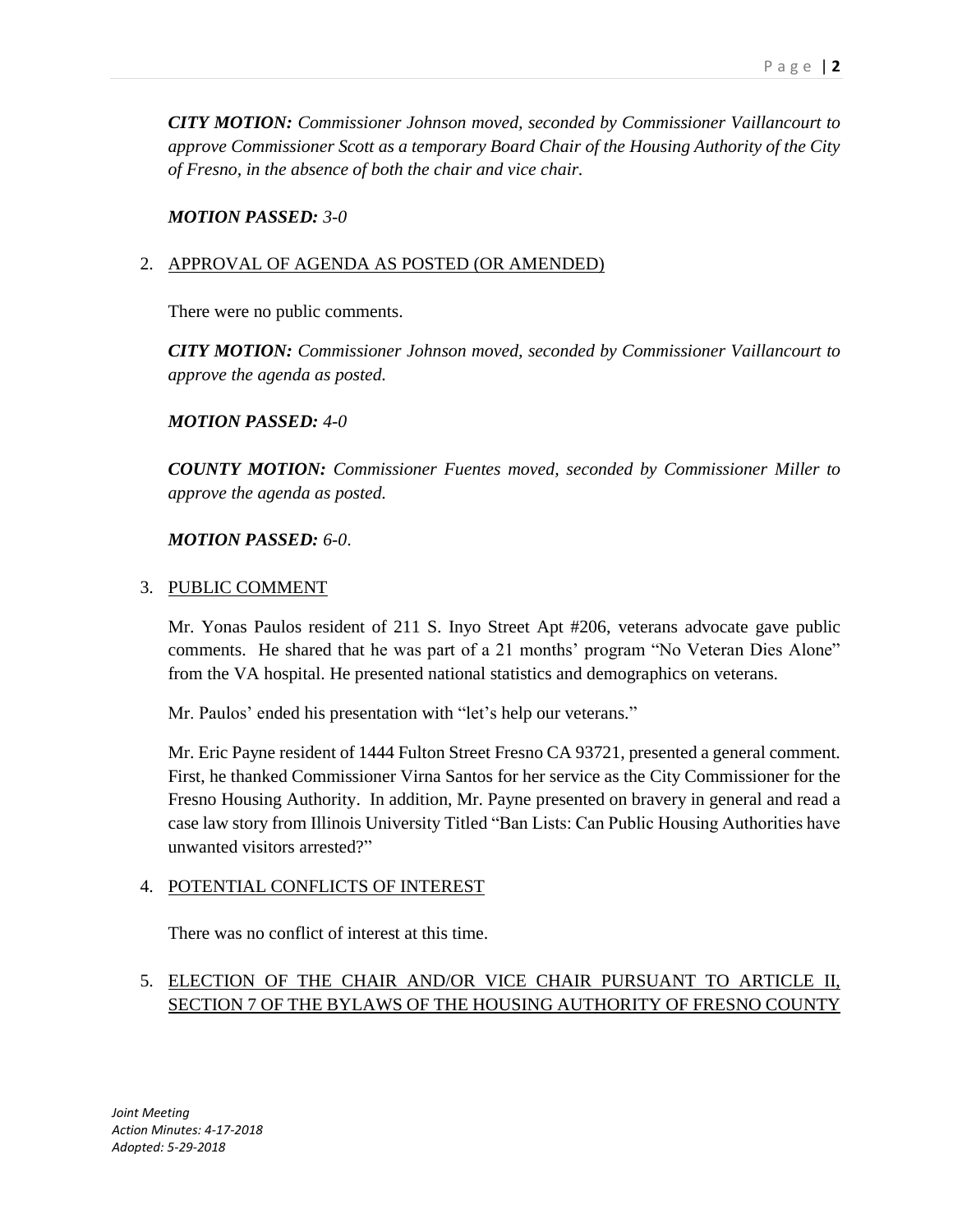***CITY MOTION:*** *Commissioner Johnson moved, seconded by Commissioner Vaillancourt to approve Commissioner Scott as a temporary Board Chair of the Housing Authority of the City of Fresno, in the absence of both the chair and vice chair.*

***MOTION PASSED:*** *3-0*

2. APPROVAL OF AGENDA AS POSTED (OR AMENDED)

   There were no public comments.

   ***CITY MOTION:*** *Commissioner Johnson moved, seconded by Commissioner Vaillancourt to approve the agenda as posted.*

   ***MOTION PASSED:*** *4-0*

   ***COUNTY MOTION:*** *Commissioner Fuentes moved, seconded by Commissioner Miller to approve the agenda as posted.*

   ***MOTION PASSED:*** *6-0.*

3. PUBLIC COMMENT

   Mr. Yonas Paulos resident of 211 S. Inyo Street Apt #206, veterans advocate gave public comments. He shared that he was part of a 21 months' program "No Veteran Dies Alone" from the VA hospital. He presented national statistics and demographics on veterans.

   Mr. Paulos' ended his presentation with "let's help our veterans."

   Mr. Eric Payne resident of 1444 Fulton Street Fresno CA 93721, presented a general comment. First, he thanked Commissioner Virna Santos for her service as the City Commissioner for the Fresno Housing Authority. In addition, Mr. Payne presented on bravery in general and read a case law story from Illinois University Titled "Ban Lists: Can Public Housing Authorities have unwanted visitors arrested?"

4. POTENTIAL CONFLICTS OF INTEREST

   There was no conflict of interest at this time.

5. ELECTION OF THE CHAIR AND/OR VICE CHAIR PURSUANT TO ARTICLE II, SECTION 7 OF THE BYLAWS OF THE HOUSING AUTHORITY OF FRESNO COUNTY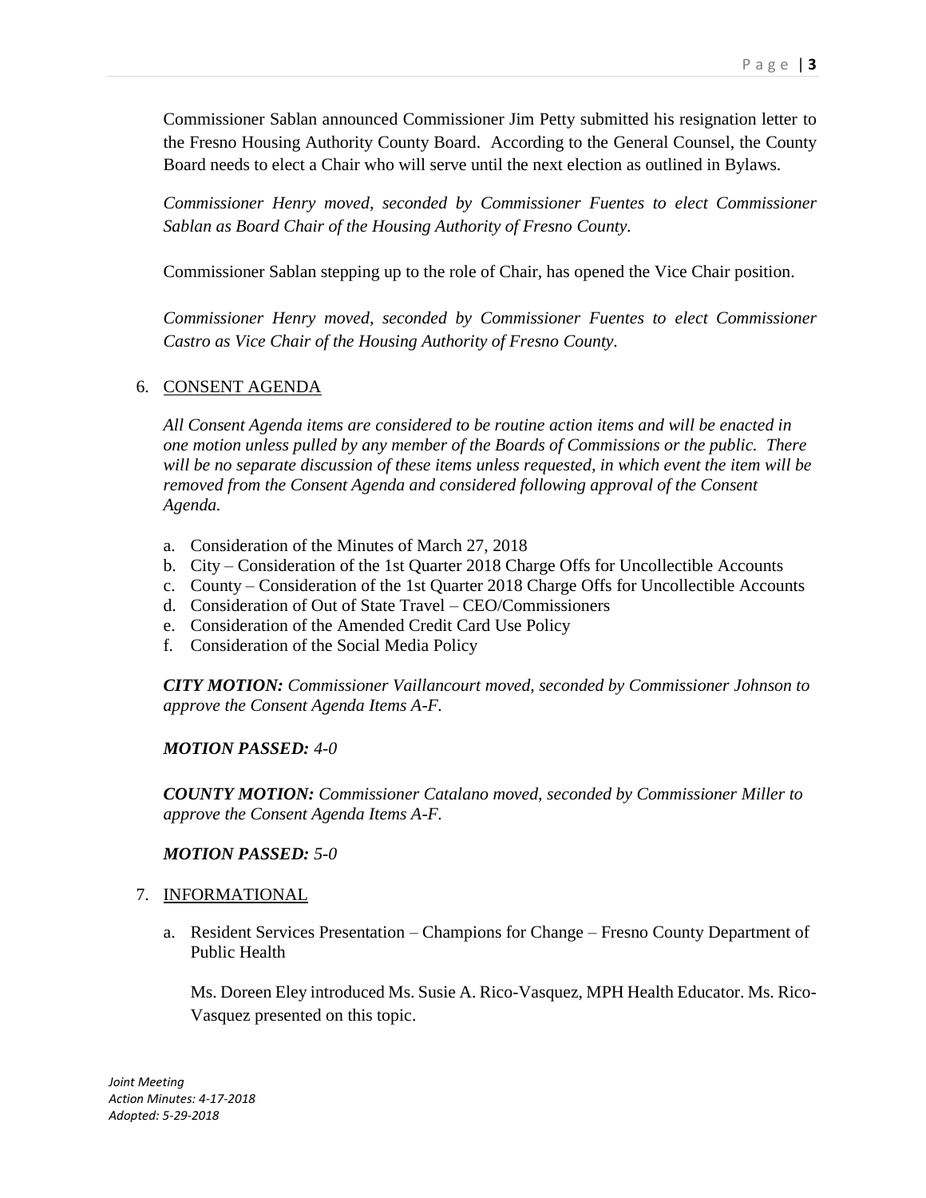Commissioner Sablan announced Commissioner Jim Petty submitted his resignation letter to the Fresno Housing Authority County Board. According to the General Counsel, the County Board needs to elect a Chair who will serve until the next election as outlined in Bylaws.

*Commissioner Henry moved, seconded by Commissioner Fuentes to elect Commissioner Sablan as Board Chair of the Housing Authority of Fresno County.*

Commissioner Sablan stepping up to the role of Chair, has opened the Vice Chair position.

*Commissioner Henry moved, seconded by Commissioner Fuentes to elect Commissioner Castro as Vice Chair of the Housing Authority of Fresno County.*

6. CONSENT AGENDA

*All Consent Agenda items are considered to be routine action items and will be enacted in one motion unless pulled by any member of the Boards of Commissions or the public. There will be no separate discussion of these items unless requested, in which event the item will be removed from the Consent Agenda and considered following approval of the Consent Agenda.*

a. Consideration of the Minutes of March 27, 2018
b. City – Consideration of the 1st Quarter 2018 Charge Offs for Uncollectible Accounts
c. County – Consideration of the 1st Quarter 2018 Charge Offs for Uncollectible Accounts
d. Consideration of Out of State Travel – CEO/Commissioners
e. Consideration of the Amended Credit Card Use Policy
f. Consideration of the Social Media Policy

***CITY MOTION:*** *Commissioner Vaillancourt moved, seconded by Commissioner Johnson to approve the Consent Agenda Items A-F.*

***MOTION PASSED:*** *4-0*

***COUNTY MOTION:*** *Commissioner Catalano moved, seconded by Commissioner Miller to approve the Consent Agenda Items A-F.*

***MOTION PASSED:*** *5-0*

7. INFORMATIONAL

a. Resident Services Presentation – Champions for Change – Fresno County Department of Public Health

   Ms. Doreen Eley introduced Ms. Susie A. Rico-Vasquez, MPH Health Educator. Ms. Rico-Vasquez presented on this topic.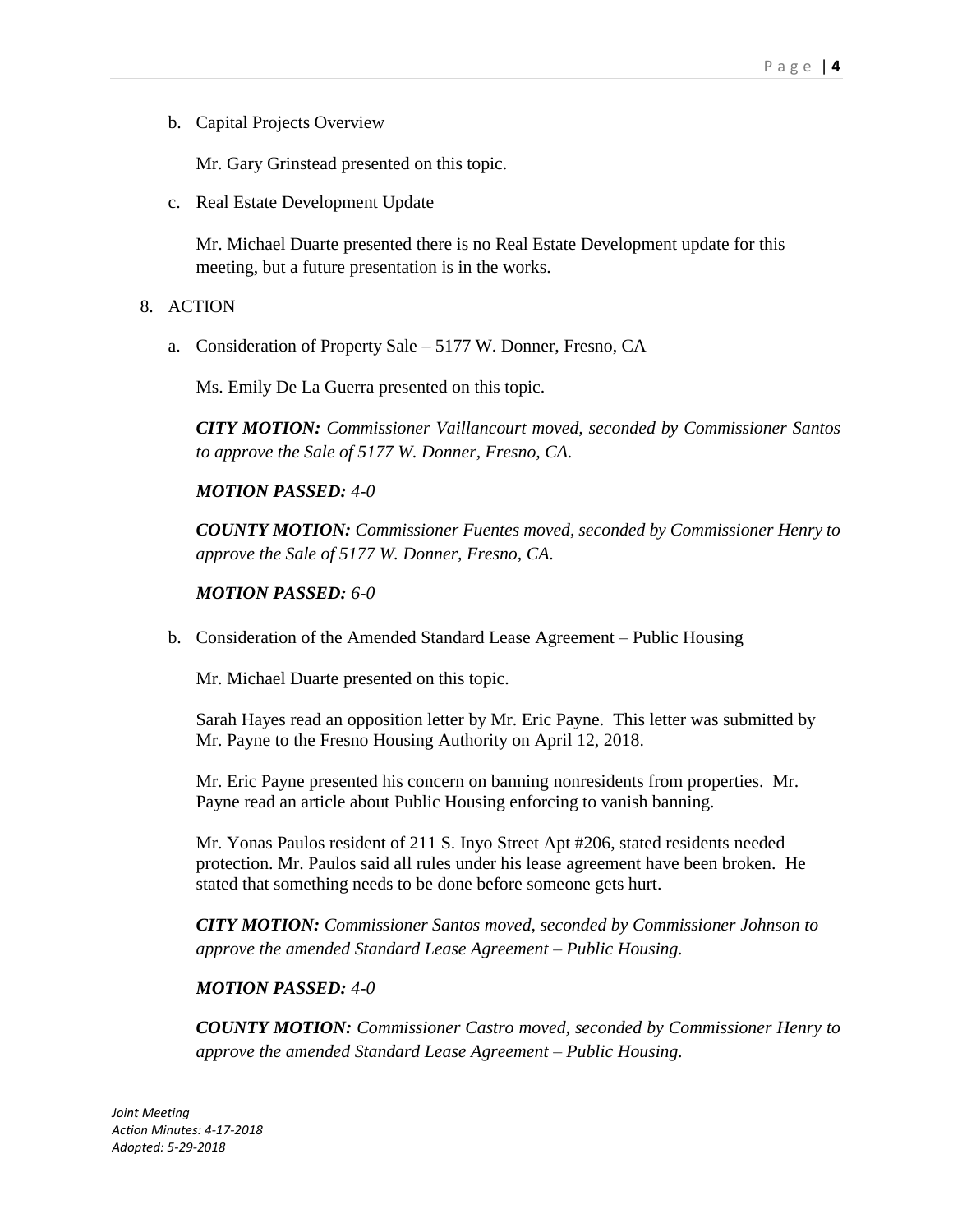b. Capital Projects Overview

   Mr. Gary Grinstead presented on this topic.

c. Real Estate Development Update

   Mr. Michael Duarte presented there is no Real Estate Development update for this meeting, but a future presentation is in the works.

8. <u>ACTION</u>

   a. Consideration of Property Sale – 5177 W. Donner, Fresno, CA

      Ms. Emily De La Guerra presented on this topic.

      ***CITY MOTION:*** *Commissioner Vaillancourt moved, seconded by Commissioner Santos to approve the Sale of 5177 W. Donner, Fresno, CA.*

      ***MOTION PASSED:*** *4-0*

      ***COUNTY MOTION:*** *Commissioner Fuentes moved, seconded by Commissioner Henry to approve the Sale of 5177 W. Donner, Fresno, CA.*

      ***MOTION PASSED:*** *6-0*

   b. Consideration of the Amended Standard Lease Agreement – Public Housing

      Mr. Michael Duarte presented on this topic.

      Sarah Hayes read an opposition letter by Mr. Eric Payne. This letter was submitted by Mr. Payne to the Fresno Housing Authority on April 12, 2018.

      Mr. Eric Payne presented his concern on banning nonresidents from properties. Mr. Payne read an article about Public Housing enforcing to vanish banning.

      Mr. Yonas Paulos resident of 211 S. Inyo Street Apt #206, stated residents needed protection. Mr. Paulos said all rules under his lease agreement have been broken. He stated that something needs to be done before someone gets hurt.

      ***CITY MOTION:*** *Commissioner Santos moved, seconded by Commissioner Johnson to approve the amended Standard Lease Agreement – Public Housing.*

      ***MOTION PASSED:*** *4-0*

      ***COUNTY MOTION:*** *Commissioner Castro moved, seconded by Commissioner Henry to approve the amended Standard Lease Agreement – Public Housing.*

*Joint Meeting*
*Action Minutes: 4-17-2018*
*Adopted: 5-29-2018*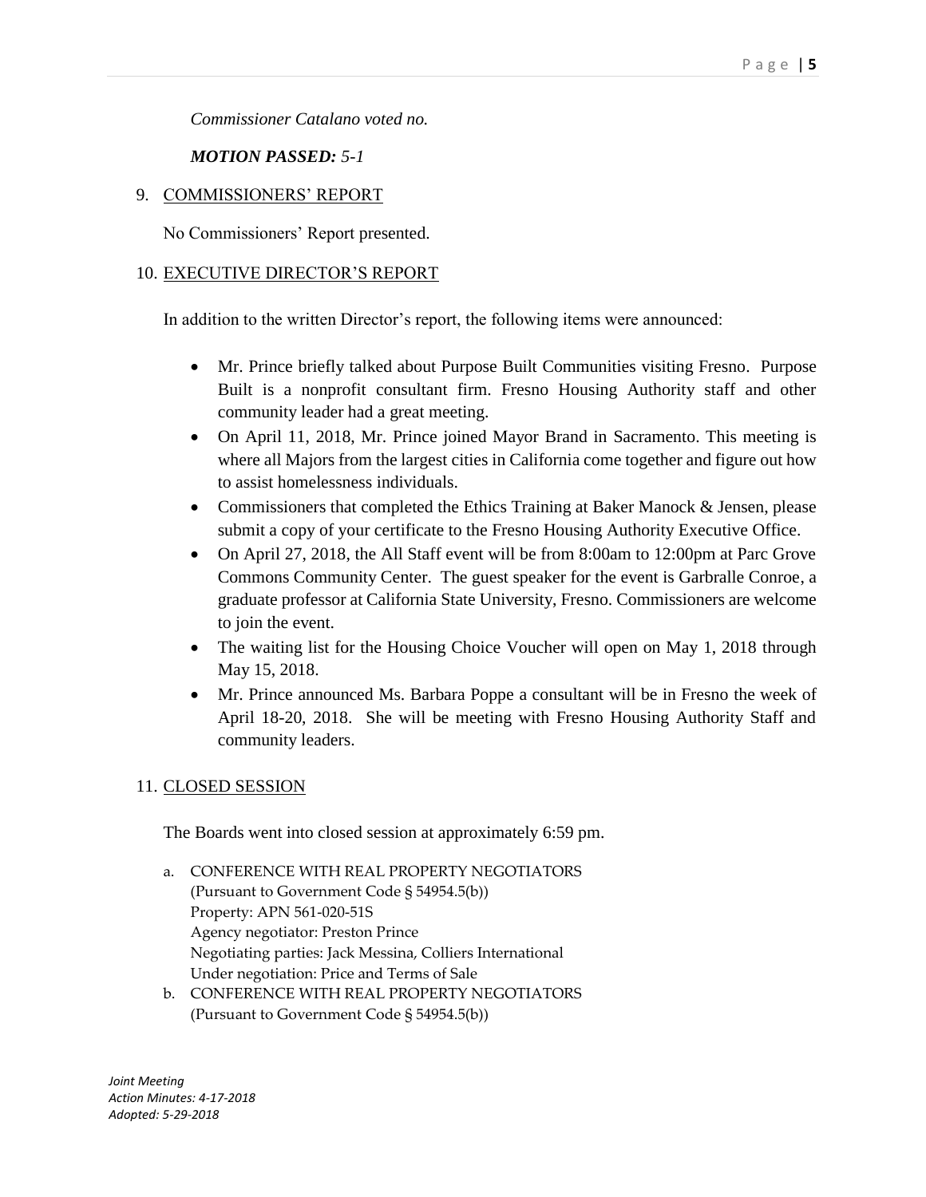*Commissioner Catalano voted no.*

***MOTION PASSED:*** *5-1*

9. COMMISSIONERS' REPORT

   No Commissioners' Report presented.

10. EXECUTIVE DIRECTOR'S REPORT

    In addition to the written Director's report, the following items were announced:

    - Mr. Prince briefly talked about Purpose Built Communities visiting Fresno. Purpose Built is a nonprofit consultant firm. Fresno Housing Authority staff and other community leader had a great meeting.
    - On April 11, 2018, Mr. Prince joined Mayor Brand in Sacramento. This meeting is where all Majors from the largest cities in California come together and figure out how to assist homelessness individuals.
    - Commissioners that completed the Ethics Training at Baker Manock & Jensen, please submit a copy of your certificate to the Fresno Housing Authority Executive Office.
    - On April 27, 2018, the All Staff event will be from 8:00am to 12:00pm at Parc Grove Commons Community Center. The guest speaker for the event is Garbralle Conroe, a graduate professor at California State University, Fresno. Commissioners are welcome to join the event.
    - The waiting list for the Housing Choice Voucher will open on May 1, 2018 through May 15, 2018.
    - Mr. Prince announced Ms. Barbara Poppe a consultant will be in Fresno the week of April 18-20, 2018. She will be meeting with Fresno Housing Authority Staff and community leaders.

11. CLOSED SESSION

    The Boards went into closed session at approximately 6:59 pm.

    a. CONFERENCE WITH REAL PROPERTY NEGOTIATORS
       (Pursuant to Government Code § 54954.5(b))
       Property: APN 561-020-51S
       Agency negotiator: Preston Prince
       Negotiating parties: Jack Messina, Colliers International
       Under negotiation: Price and Terms of Sale
    b. CONFERENCE WITH REAL PROPERTY NEGOTIATORS
       (Pursuant to Government Code § 54954.5(b))

*Joint Meeting*
*Action Minutes: 4-17-2018*
*Adopted: 5-29-2018*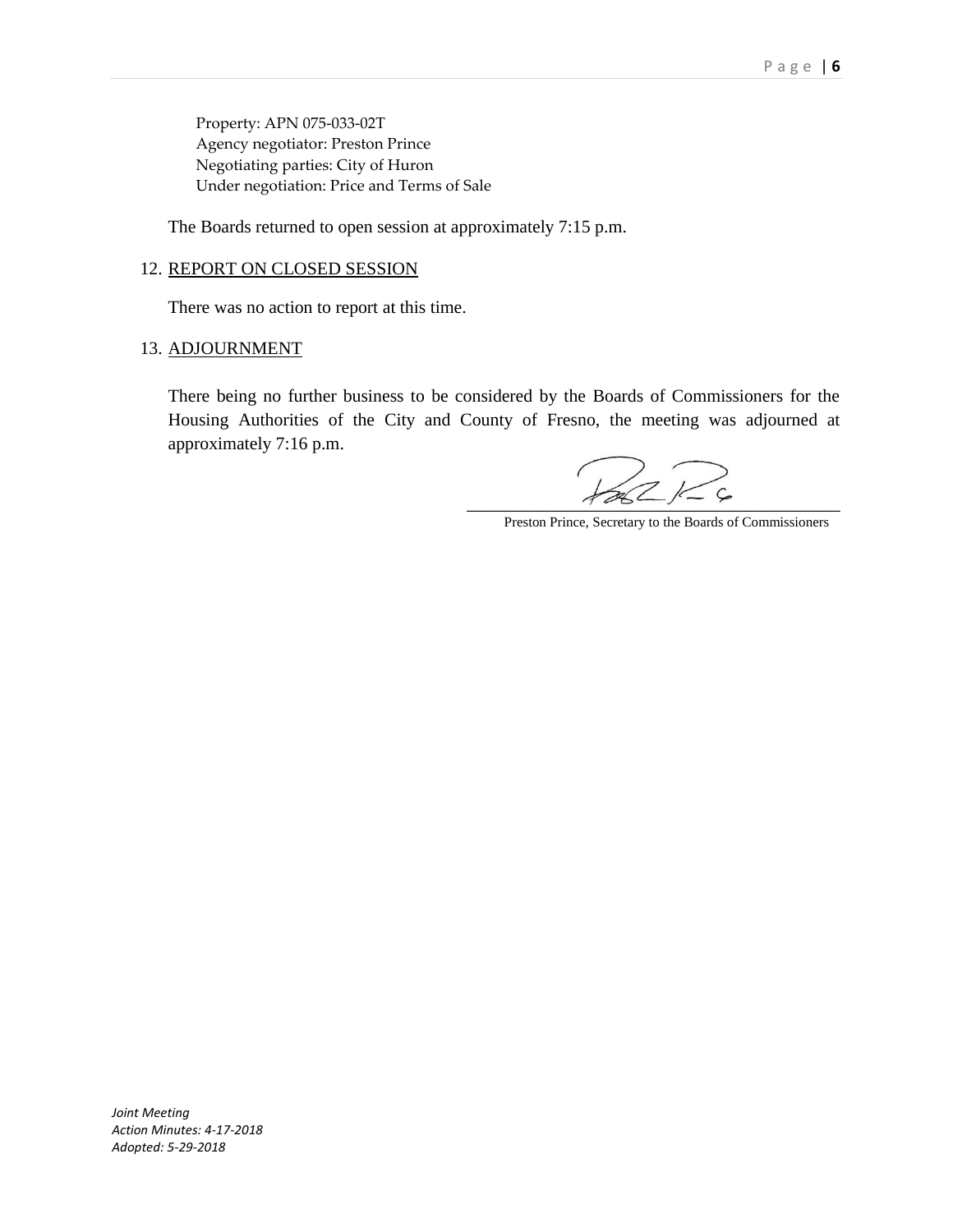Property: APN 075-033-02T
Agency negotiator: Preston Prince
Negotiating parties: City of Huron
Under negotiation: Price and Terms of Sale

The Boards returned to open session at approximately 7:15 p.m.

12. REPORT ON CLOSED SESSION

There was no action to report at this time.

13. ADJOURNMENT

There being no further business to be considered by the Boards of Commissioners for the Housing Authorities of the City and County of Fresno, the meeting was adjourned at approximately 7:16 p.m.

Preston Prince, Secretary to the Boards of Commissioners

*Joint Meeting*
*Action Minutes: 4-17-2018*
*Adopted: 5-29-2018*